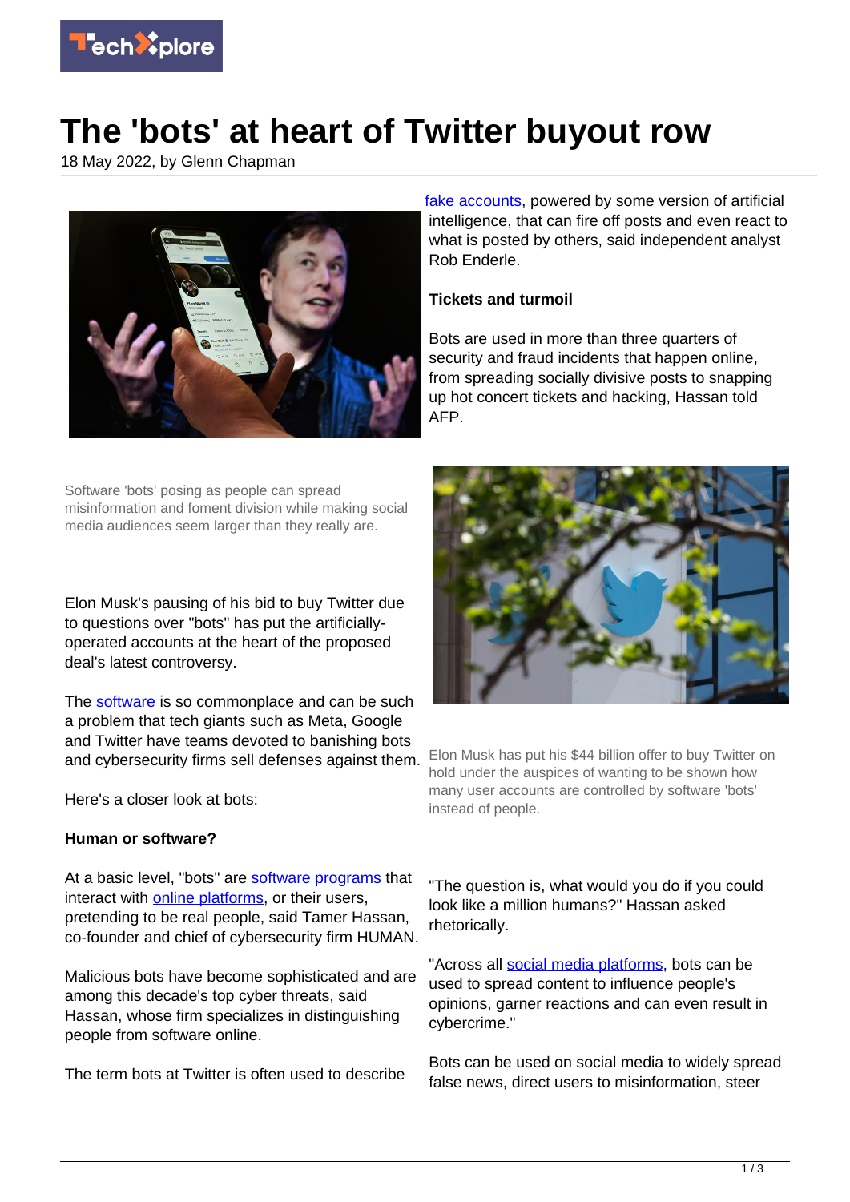# The 'bots' at heart of Twitter buyout row

18 May 2022, by Glenn Chapman

Software 'bots' posing as people can spread misinformation and foment division while making social media audiences seem larger than they really are.

Elon Musk's pausing of his bid to buy Twitter due to questions over "bots" has put the artificially-operated accounts at the heart of the proposed deal's latest controversy.

The software is so commonplace and can be such a problem that tech giants such as Meta, Google and Twitter have teams devoted to banishing bots and cybersecurity firms sell defenses against them.

Here's a closer look at bots:

**Human or software?**

At a basic level, "bots" are software programs that interact with online platforms, or their users, pretending to be real people, said Tamer Hassan, co-founder and chief of cybersecurity firm HUMAN.

Malicious bots have become sophisticated and are among this decade's top cyber threats, said Hassan, whose firm specializes in distinguishing people from software online.

The term bots at Twitter is often used to describe fake accounts, powered by some version of artificial intelligence, that can fire off posts and even react to what is posted by others, said independent analyst Rob Enderle.

**Tickets and turmoil**

Bots are used in more than three quarters of security and fraud incidents that happen online, from spreading socially divisive posts to snapping up hot concert tickets and hacking, Hassan told AFP.

Elon Musk has put his $44 billion offer to buy Twitter on hold under the auspices of wanting to be shown how many user accounts are controlled by software 'bots' instead of people.

"The question is, what would you do if you could look like a million humans?" Hassan asked rhetorically.

"Across all social media platforms, bots can be used to spread content to influence people's opinions, garner reactions and can even result in cybercrime."

Bots can be used on social media to widely spread false news, direct users to misinformation, steer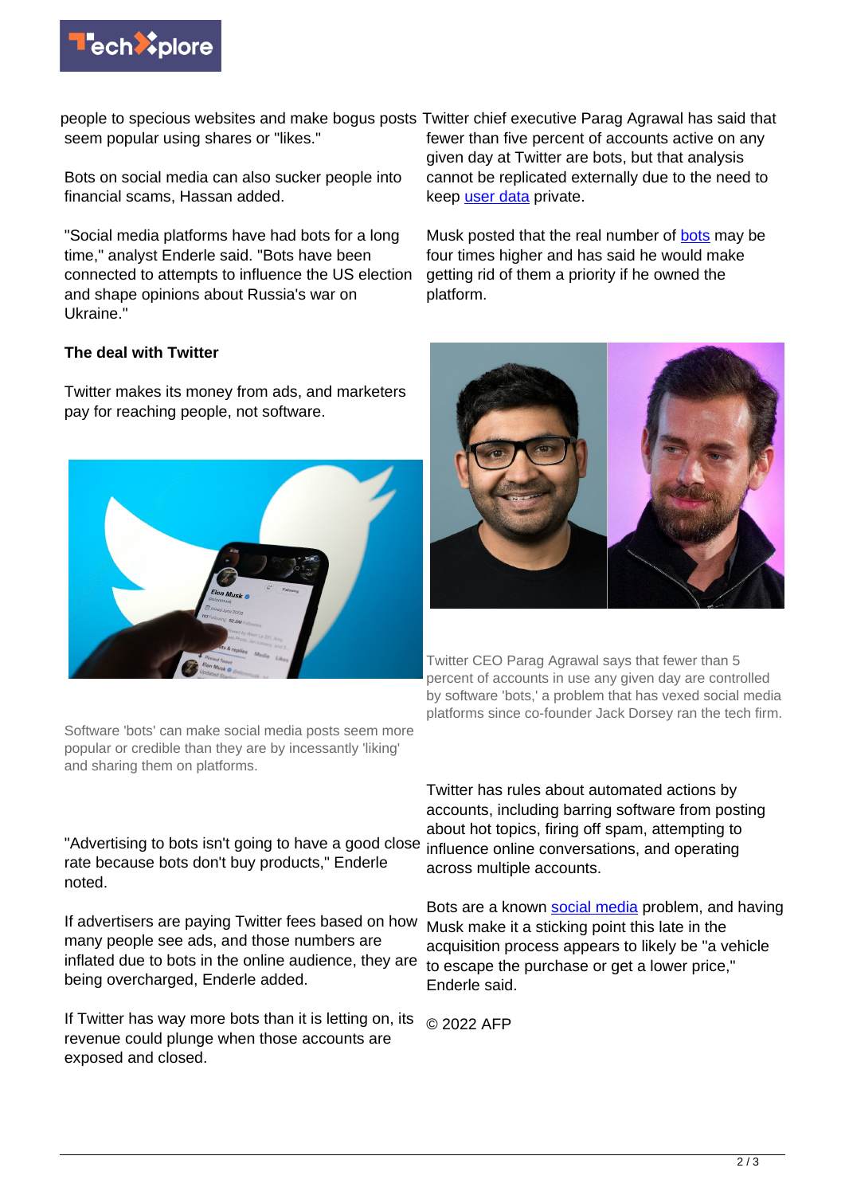people to specious websites and make bogus posts seem popular using shares or "likes."

Bots on social media can also sucker people into financial scams, Hassan added.

"Social media platforms have had bots for a long time," analyst Enderle said. "Bots have been connected to attempts to influence the US election and shape opinions about Russia's war on Ukraine."

**The deal with Twitter**

Twitter makes its money from ads, and marketers pay for reaching people, not software.

Software 'bots' can make social media posts seem more popular or credible than they are by incessantly 'liking' and sharing them on platforms.

"Advertising to bots isn't going to have a good close rate because bots don't buy products," Enderle noted.

If advertisers are paying Twitter fees based on how many people see ads, and those numbers are inflated due to bots in the online audience, they are being overcharged, Enderle added.

If Twitter has way more bots than it is letting on, its revenue could plunge when those accounts are exposed and closed.

Twitter chief executive Parag Agrawal has said that fewer than five percent of accounts active on any given day at Twitter are bots, but that analysis cannot be replicated externally due to the need to keep user data private.

Musk posted that the real number of bots may be four times higher and has said he would make getting rid of them a priority if he owned the platform.

Twitter CEO Parag Agrawal says that fewer than 5 percent of accounts in use any given day are controlled by software 'bots,' a problem that has vexed social media platforms since co-founder Jack Dorsey ran the tech firm.

Twitter has rules about automated actions by accounts, including barring software from posting about hot topics, firing off spam, attempting to influence online conversations, and operating across multiple accounts.

Bots are a known social media problem, and having Musk make it a sticking point this late in the acquisition process appears to likely be "a vehicle to escape the purchase or get a lower price," Enderle said.

© 2022 AFP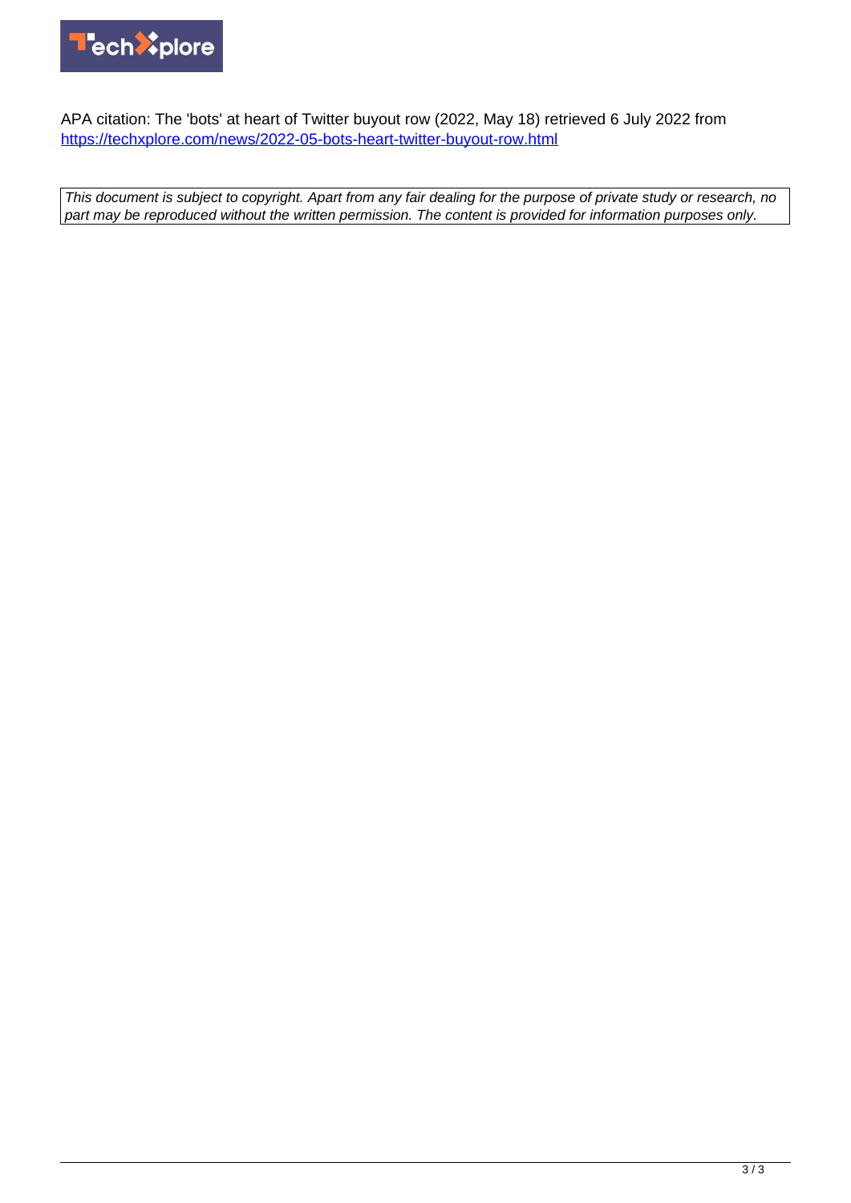APA citation: The 'bots' at heart of Twitter buyout row (2022, May 18) retrieved 6 July 2022 from https://techxplore.com/news/2022-05-bots-heart-twitter-buyout-row.html

*This document is subject to copyright. Apart from any fair dealing for the purpose of private study or research, no part may be reproduced without the written permission. The content is provided for information purposes only.*